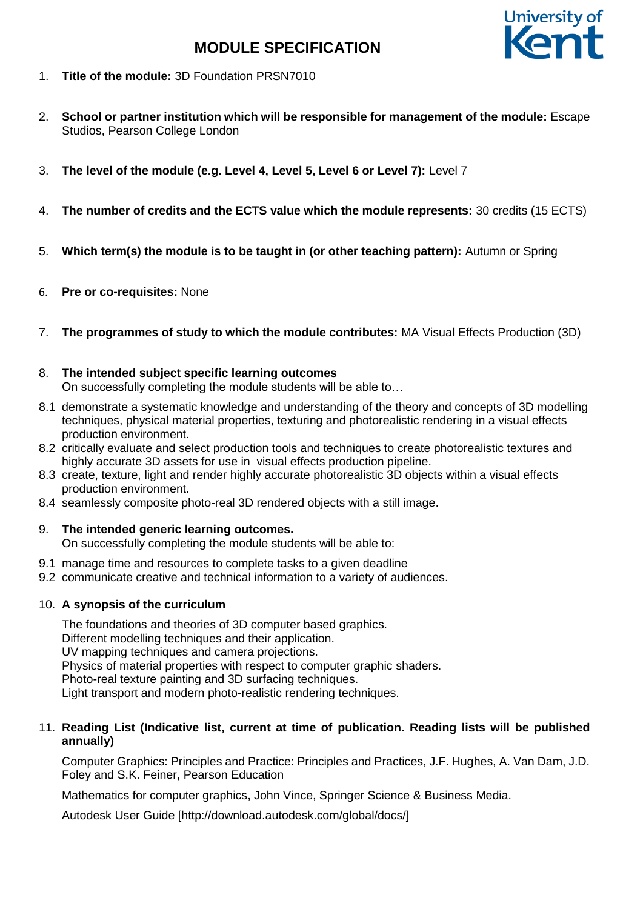# MODULE SPECIFICATION

1. **Title of the module:** 3D Foundation PRSN7010

2. **School or partner institution which will be responsible for management of the module:** Escape Studios, Pearson College London

3. **The level of the module (e.g. Level 4, Level 5, Level 6 or Level 7):** Level 7

4. **The number of credits and the ECTS value which the module represents:** 30 credits (15 ECTS)

5. **Which term(s) the module is to be taught in (or other teaching pattern):** Autumn or Spring

6. **Pre or co-requisites:** None

7. **The programmes of study to which the module contributes:** MA Visual Effects Production (3D)

8. **The intended subject specific learning outcomes**
   On successfully completing the module students will be able to…

8.1 demonstrate a systematic knowledge and understanding of the theory and concepts of 3D modelling techniques, physical material properties, texturing and photorealistic rendering in a visual effects production environment.
8.2 critically evaluate and select production tools and techniques to create photorealistic textures and highly accurate 3D assets for use in visual effects production pipeline.
8.3 create, texture, light and render highly accurate photorealistic 3D objects within a visual effects production environment.
8.4 seamlessly composite photo-real 3D rendered objects with a still image.

9. **The intended generic learning outcomes.**
   On successfully completing the module students will be able to:

9.1 manage time and resources to complete tasks to a given deadline
9.2 communicate creative and technical information to a variety of audiences.

10. **A synopsis of the curriculum**

    The foundations and theories of 3D computer based graphics.
    Different modelling techniques and their application.
    UV mapping techniques and camera projections.
    Physics of material properties with respect to computer graphic shaders.
    Photo-real texture painting and 3D surfacing techniques.
    Light transport and modern photo-realistic rendering techniques.

11. **Reading List (Indicative list, current at time of publication. Reading lists will be published annually)**

    Computer Graphics: Principles and Practice: Principles and Practices, J.F. Hughes, A. Van Dam, J.D. Foley and S.K. Feiner, Pearson Education

    Mathematics for computer graphics, John Vince, Springer Science & Business Media.

    Autodesk User Guide [http://download.autodesk.com/global/docs/]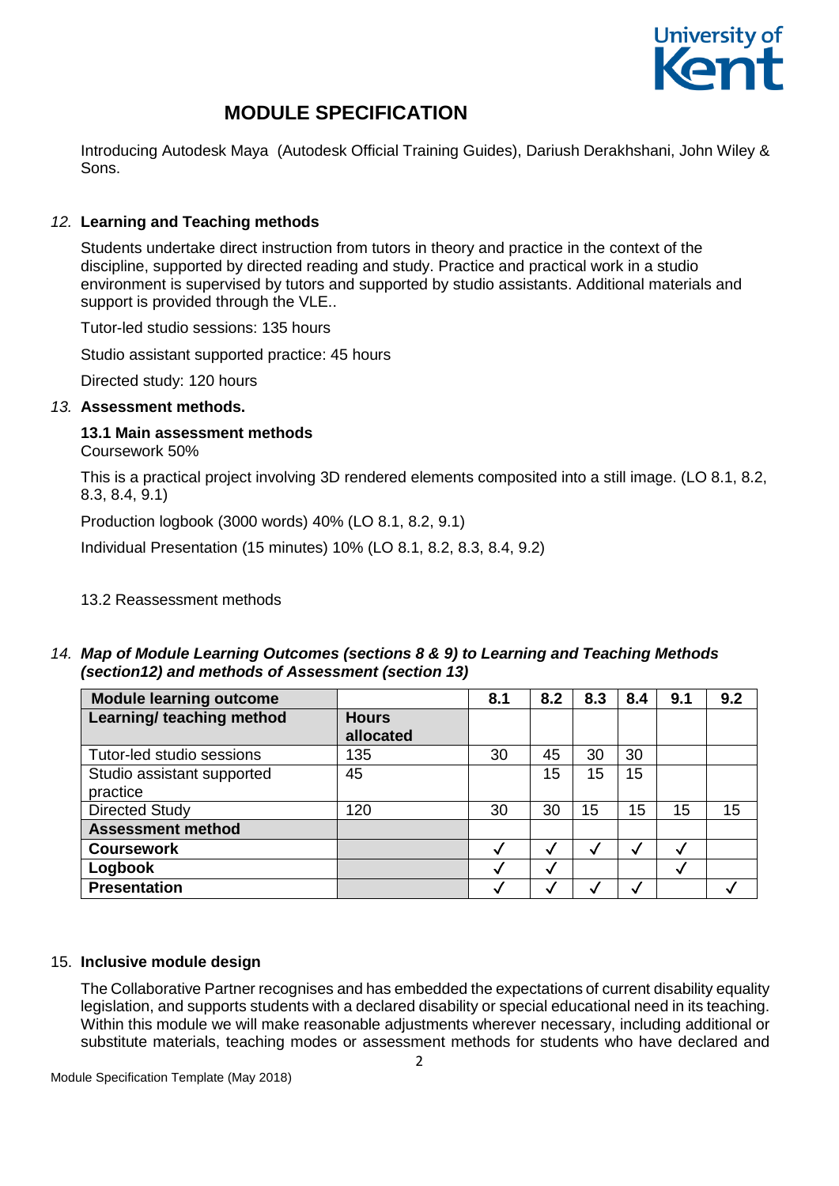# MODULE SPECIFICATION

Introducing Autodesk Maya (Autodesk Official Training Guides), Dariush Derakhshani, John Wiley & Sons.

### *12.* Learning and Teaching methods

Students undertake direct instruction from tutors in theory and practice in the context of the discipline, supported by directed reading and study. Practice and practical work in a studio environment is supervised by tutors and supported by studio assistants. Additional materials and support is provided through the VLE..

Tutor-led studio sessions: 135 hours

Studio assistant supported practice: 45 hours

Directed study: 120 hours

### *13.* Assessment methods.

**13.1 Main assessment methods**

Coursework 50%

This is a practical project involving 3D rendered elements composited into a still image. (LO 8.1, 8.2, 8.3, 8.4, 9.1)

Production logbook (3000 words) 40% (LO 8.1, 8.2, 9.1)

Individual Presentation (15 minutes) 10% (LO 8.1, 8.2, 8.3, 8.4, 9.2)

13.2 Reassessment methods

### *14. Map of Module Learning Outcomes (sections 8 & 9) to Learning and Teaching Methods (section12) and methods of Assessment (section 13)*

| **Module learning outcome** | | **8.1** | **8.2** | **8.3** | **8.4** | **9.1** | **9.2** |
|---|---|---|---|---|---|---|---|
| **Learning/ teaching method** | **Hours allocated** | | | | | | |
| Tutor-led studio sessions | 135 | 30 | 45 | 30 | 30 | | |
| Studio assistant supported practice | 45 | | 15 | 15 | 15 | | |
| Directed Study | 120 | 30 | 30 | 15 | 15 | 15 | 15 |
| **Assessment method** | | | | | | | |
| **Coursework** | | ✓ | ✓ | ✓ | ✓ | ✓ | |
| **Logbook** | | ✓ | ✓ | | | ✓ | |
| **Presentation** | | ✓ | ✓ | ✓ | ✓ | | ✓ |

### 15. Inclusive module design

The Collaborative Partner recognises and has embedded the expectations of current disability equality legislation, and supports students with a declared disability or special educational need in its teaching. Within this module we will make reasonable adjustments wherever necessary, including additional or substitute materials, teaching modes or assessment methods for students who have declared and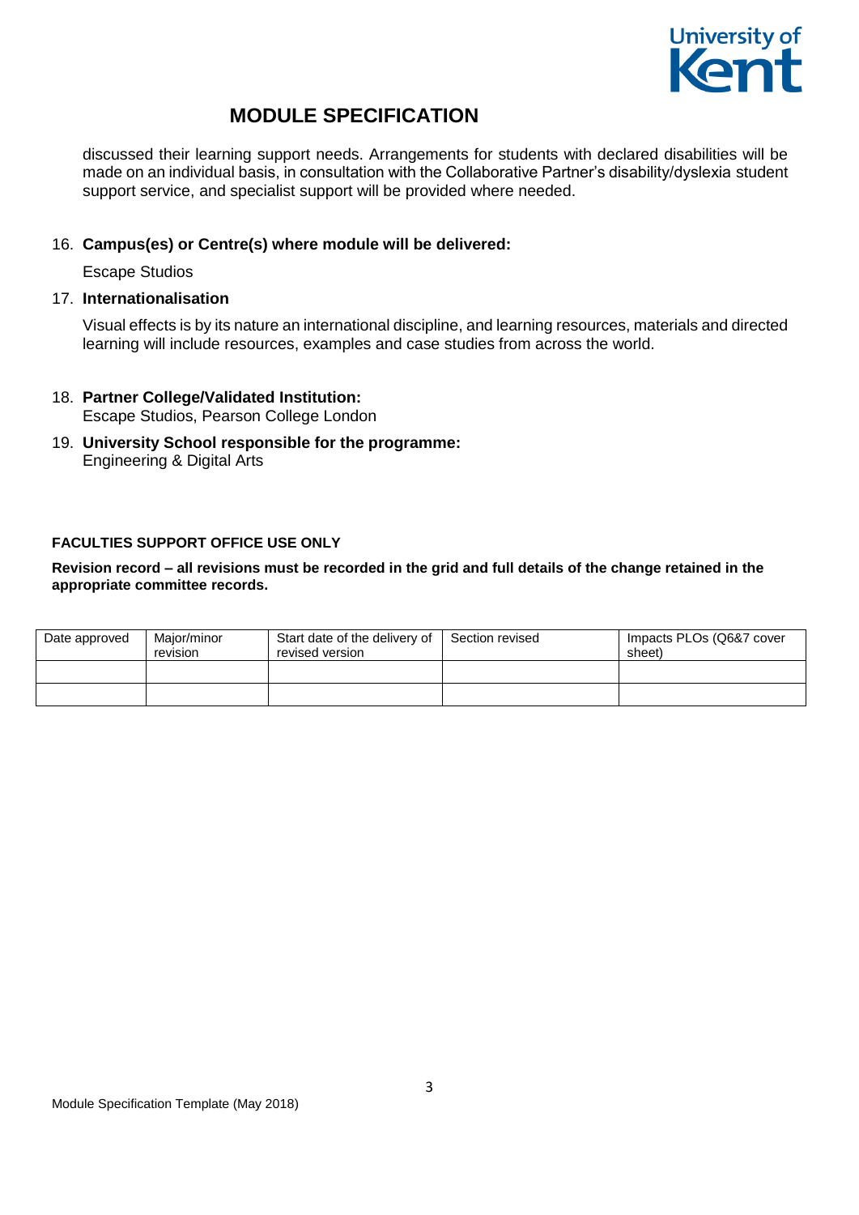# MODULE SPECIFICATION

discussed their learning support needs. Arrangements for students with declared disabilities will be made on an individual basis, in consultation with the Collaborative Partner's disability/dyslexia student support service, and specialist support will be provided where needed.

16. **Campus(es) or Centre(s) where module will be delivered:**

    Escape Studios

17. **Internationalisation**

    Visual effects is by its nature an international discipline, and learning resources, materials and directed learning will include resources, examples and case studies from across the world.

18. **Partner College/Validated Institution:**
    Escape Studios, Pearson College London

19. **University School responsible for the programme:**
    Engineering & Digital Arts

**FACULTIES SUPPORT OFFICE USE ONLY**

**Revision record – all revisions must be recorded in the grid and full details of the change retained in the appropriate committee records.**

| Date approved | Major/minor revision | Start date of the delivery of revised version | Section revised | Impacts PLOs (Q6&7 cover sheet) |
|---|---|---|---|---|
| | | | | |
| | | | | |

Module Specification Template (May 2018)